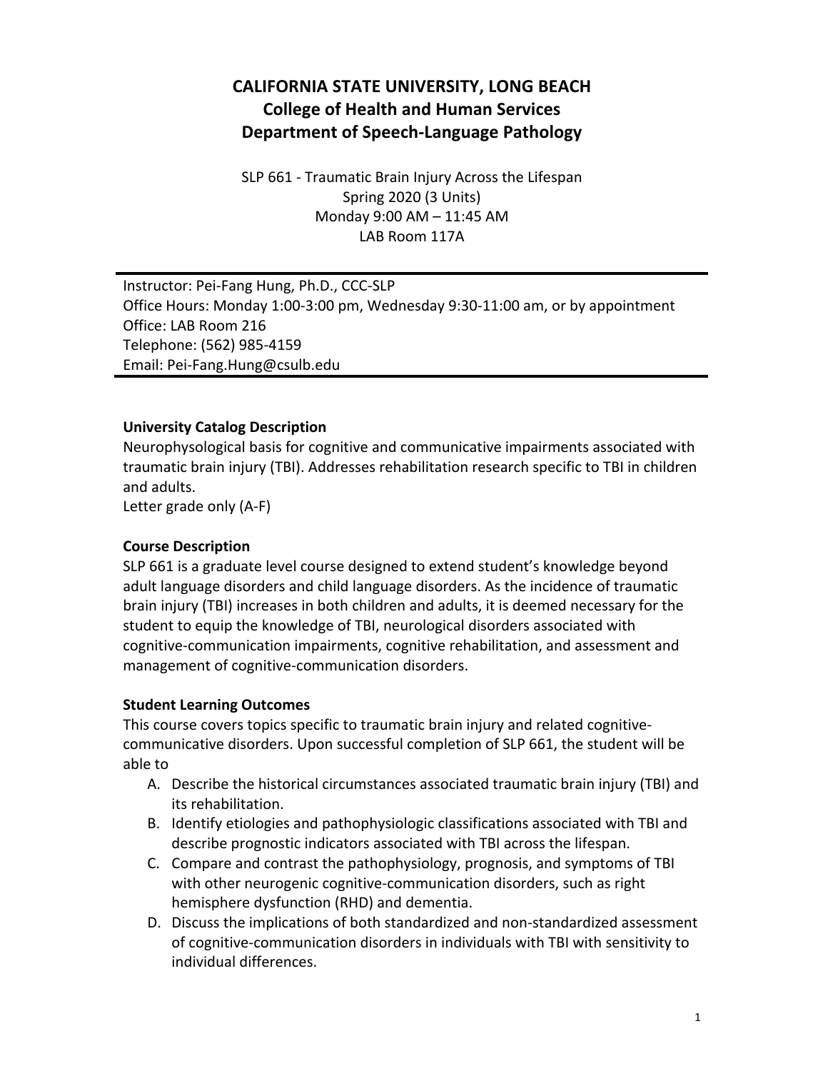# CALIFORNIA STATE UNIVERSITY, LONG BEACH
## College of Health and Human Services
## Department of Speech-Language Pathology

SLP 661 - Traumatic Brain Injury Across the Lifespan
Spring 2020 (3 Units)
Monday 9:00 AM – 11:45 AM
LAB Room 117A

---

Instructor: Pei-Fang Hung, Ph.D., CCC-SLP
Office Hours: Monday 1:00-3:00 pm, Wednesday 9:30-11:00 am, or by appointment
Office: LAB Room 216
Telephone: (562) 985-4159
Email: Pei-Fang.Hung@csulb.edu

---

**University Catalog Description**

Neurophysiological basis for cognitive and communicative impairments associated with traumatic brain injury (TBI). Addresses rehabilitation research specific to TBI in children and adults.
Letter grade only (A-F)

**Course Description**

SLP 661 is a graduate level course designed to extend student's knowledge beyond adult language disorders and child language disorders. As the incidence of traumatic brain injury (TBI) increases in both children and adults, it is deemed necessary for the student to equip the knowledge of TBI, neurological disorders associated with cognitive-communication impairments, cognitive rehabilitation, and assessment and management of cognitive-communication disorders.

**Student Learning Outcomes**

This course covers topics specific to traumatic brain injury and related cognitive-communicative disorders. Upon successful completion of SLP 661, the student will be able to

A. Describe the historical circumstances associated traumatic brain injury (TBI) and its rehabilitation.
B. Identify etiologies and pathophysiologic classifications associated with TBI and describe prognostic indicators associated with TBI across the lifespan.
C. Compare and contrast the pathophysiology, prognosis, and symptoms of TBI with other neurogenic cognitive-communication disorders, such as right hemisphere dysfunction (RHD) and dementia.
D. Discuss the implications of both standardized and non-standardized assessment of cognitive-communication disorders in individuals with TBI with sensitivity to individual differences.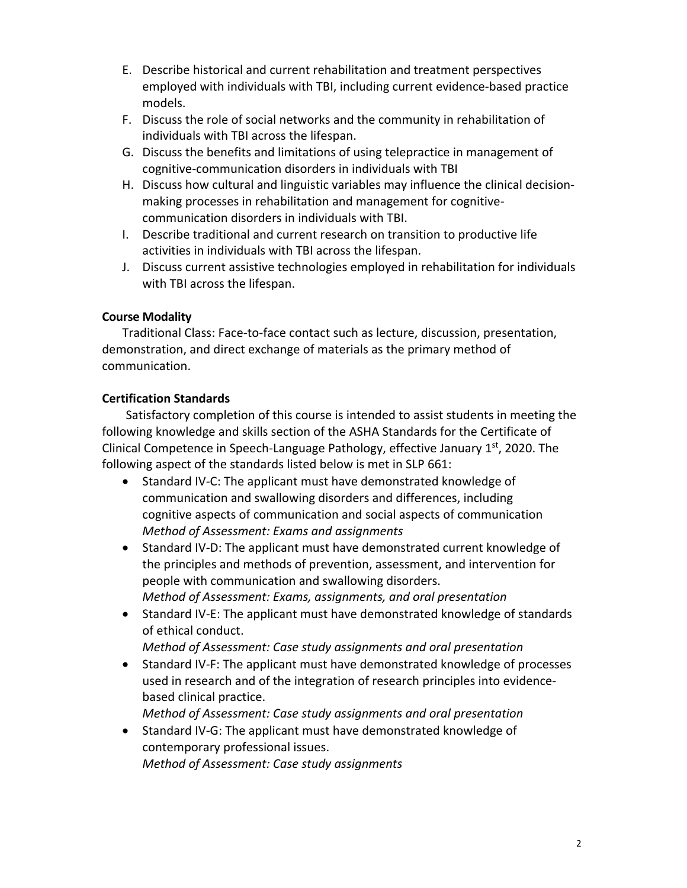E. Describe historical and current rehabilitation and treatment perspectives employed with individuals with TBI, including current evidence-based practice models.
F. Discuss the role of social networks and the community in rehabilitation of individuals with TBI across the lifespan.
G. Discuss the benefits and limitations of using telepractice in management of cognitive-communication disorders in individuals with TBI
H. Discuss how cultural and linguistic variables may influence the clinical decision-making processes in rehabilitation and management for cognitive-communication disorders in individuals with TBI.
I. Describe traditional and current research on transition to productive life activities in individuals with TBI across the lifespan.
J. Discuss current assistive technologies employed in rehabilitation for individuals with TBI across the lifespan.

**Course Modality**

Traditional Class: Face-to-face contact such as lecture, discussion, presentation, demonstration, and direct exchange of materials as the primary method of communication.

**Certification Standards**

Satisfactory completion of this course is intended to assist students in meeting the following knowledge and skills section of the ASHA Standards for the Certificate of Clinical Competence in Speech-Language Pathology, effective January 1st, 2020. The following aspect of the standards listed below is met in SLP 661:

- Standard IV-C: The applicant must have demonstrated knowledge of communication and swallowing disorders and differences, including cognitive aspects of communication and social aspects of communication
  *Method of Assessment: Exams and assignments*
- Standard IV-D: The applicant must have demonstrated current knowledge of the principles and methods of prevention, assessment, and intervention for people with communication and swallowing disorders.
  *Method of Assessment: Exams, assignments, and oral presentation*
- Standard IV-E: The applicant must have demonstrated knowledge of standards of ethical conduct.
  *Method of Assessment: Case study assignments and oral presentation*
- Standard IV-F: The applicant must have demonstrated knowledge of processes used in research and of the integration of research principles into evidence-based clinical practice.
  *Method of Assessment: Case study assignments and oral presentation*
- Standard IV-G: The applicant must have demonstrated knowledge of contemporary professional issues.
  *Method of Assessment: Case study assignments*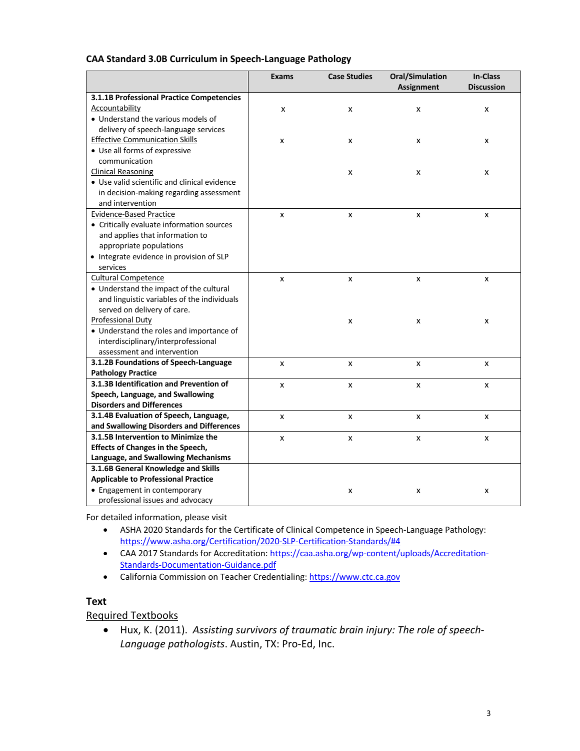**CAA Standard 3.0B Curriculum in Speech-Language Pathology**

| | Exams | Case Studies | Oral/Simulation Assignment | In-Class Discussion |
|---|---|---|---|---|
| **3.1.1B Professional Practice Competencies** | | | | |
| Accountability<br>• Understand the various models of delivery of speech-language services | x | x | x | x |
| Effective Communication Skills<br>• Use all forms of expressive communication | x | x | x | x |
| Clinical Reasoning<br>• Use valid scientific and clinical evidence in decision-making regarding assessment and intervention | | x | x | x |
| Evidence-Based Practice<br>• Critically evaluate information sources and applies that information to appropriate populations<br>• Integrate evidence in provision of SLP services | x | x | x | x |
| Cultural Competence<br>• Understand the impact of the cultural and linguistic variables of the individuals served on delivery of care. | x | x | x | x |
| Professional Duty<br>• Understand the roles and importance of interdisciplinary/interprofessional assessment and intervention | | x | x | x |
| **3.1.2B Foundations of Speech-Language Pathology Practice** | x | x | x | x |
| **3.1.3B Identification and Prevention of Speech, Language, and Swallowing Disorders and Differences** | x | x | x | x |
| **3.1.4B Evaluation of Speech, Language, and Swallowing Disorders and Differences** | x | x | x | x |
| **3.1.5B Intervention to Minimize the Effects of Changes in the Speech, Language, and Swallowing Mechanisms** | x | x | x | x |
| **3.1.6B General Knowledge and Skills Applicable to Professional Practice**<br>• Engagement in contemporary professional issues and advocacy | | x | x | x |

For detailed information, please visit

- ASHA 2020 Standards for the Certificate of Clinical Competence in Speech-Language Pathology: https://www.asha.org/Certification/2020-SLP-Certification-Standards/#4
- CAA 2017 Standards for Accreditation: https://caa.asha.org/wp-content/uploads/Accreditation-Standards-Documentation-Guidance.pdf
- California Commission on Teacher Credentialing: https://www.ctc.ca.gov

## Text

Required Textbooks

- Hux, K. (2011). *Assisting survivors of traumatic brain injury: The role of speech-Language pathologists*. Austin, TX: Pro-Ed, Inc.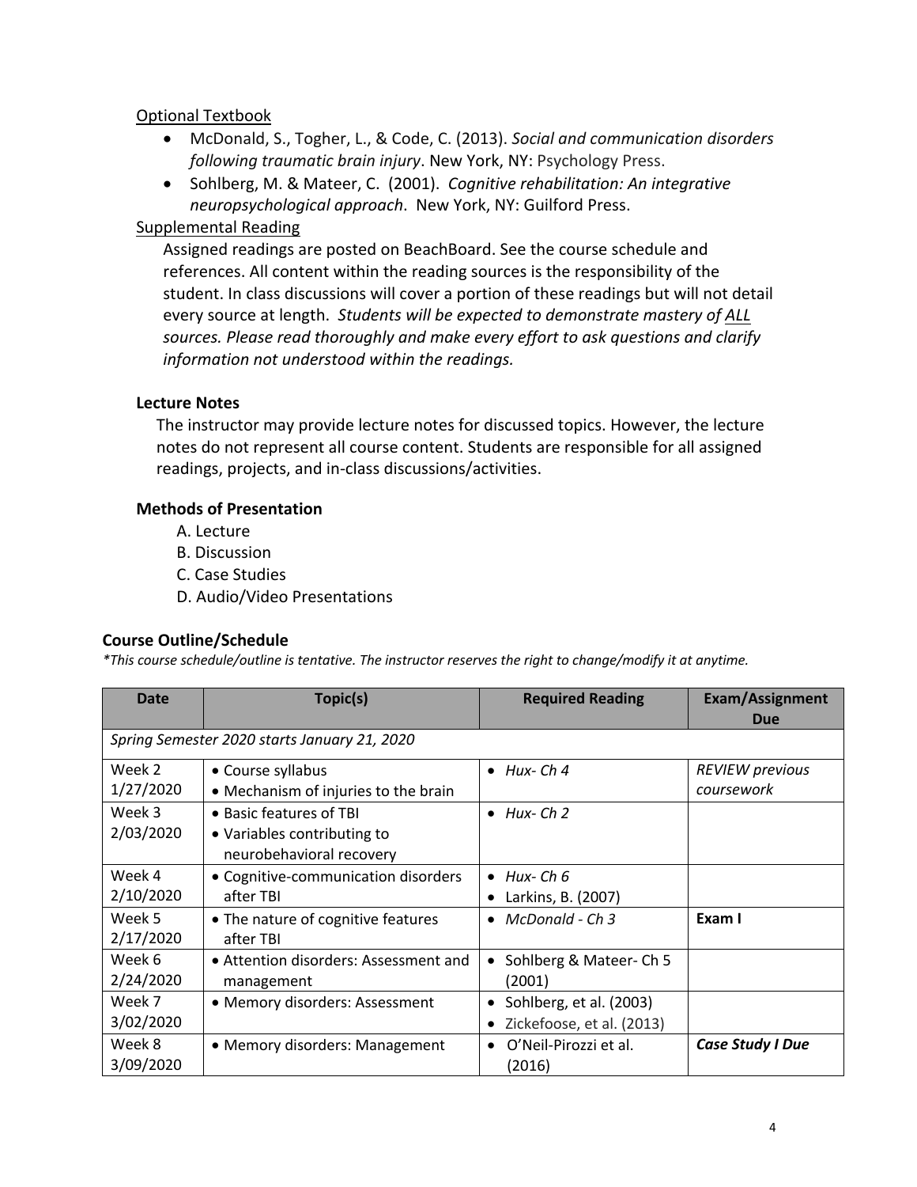Optional Textbook

- McDonald, S., Togher, L., & Code, C. (2013). *Social and communication disorders following traumatic brain injury*. New York, NY: Psychology Press.
- Sohlberg, M. & Mateer, C. (2001). *Cognitive rehabilitation: An integrative neuropsychological approach*. New York, NY: Guilford Press.

Supplemental Reading

Assigned readings are posted on BeachBoard. See the course schedule and references. All content within the reading sources is the responsibility of the student. In class discussions will cover a portion of these readings but will not detail every source at length. *Students will be expected to demonstrate mastery of ALL sources. Please read thoroughly and make every effort to ask questions and clarify information not understood within the readings.*

### Lecture Notes

The instructor may provide lecture notes for discussed topics. However, the lecture notes do not represent all course content. Students are responsible for all assigned readings, projects, and in-class discussions/activities.

### Methods of Presentation

A. Lecture
B. Discussion
C. Case Studies
D. Audio/Video Presentations

### Course Outline/Schedule

*\*This course schedule/outline is tentative. The instructor reserves the right to change/modify it at anytime.*

| Date | Topic(s) | Required Reading | Exam/Assignment Due |
|---|---|---|---|
| *Spring Semester 2020 starts January 21, 2020* | | | |
| Week 2 1/27/2020 | • Course syllabus<br>• Mechanism of injuries to the brain | • *Hux- Ch 4* | *REVIEW previous coursework* |
| Week 3 2/03/2020 | • Basic features of TBI<br>• Variables contributing to neurobehavioral recovery | • *Hux- Ch 2* | |
| Week 4 2/10/2020 | • Cognitive-communication disorders after TBI | • *Hux- Ch 6*<br>• Larkins, B. (2007) | |
| Week 5 2/17/2020 | • The nature of cognitive features after TBI | • *McDonald - Ch 3* | **Exam I** |
| Week 6 2/24/2020 | • Attention disorders: Assessment and management | • Sohlberg & Mateer- Ch 5 (2001) | |
| Week 7 3/02/2020 | • Memory disorders: Assessment | • Sohlberg, et al. (2003)<br>• Zickefoose, et al. (2013) | |
| Week 8 3/09/2020 | • Memory disorders: Management | • O'Neil-Pirozzi et al. (2016) | ***Case Study I Due*** |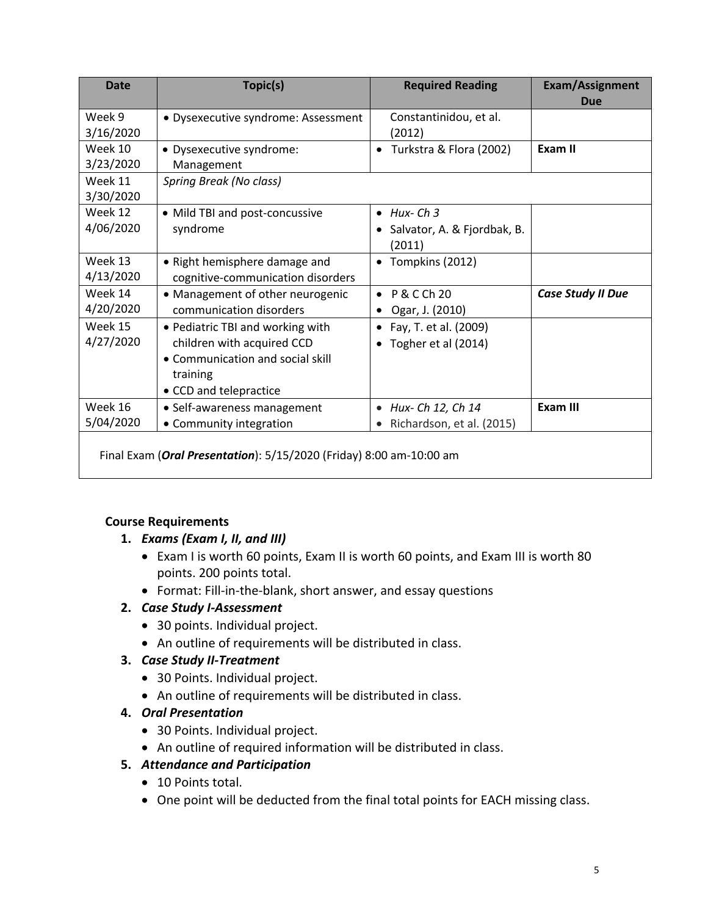| Date | Topic(s) | Required Reading | Exam/Assignment Due |
|---|---|---|---|
| Week 9 3/16/2020 | • Dysexecutive syndrome: Assessment | Constantinidou, et al. (2012) | |
| Week 10 3/23/2020 | • Dysexecutive syndrome: Management | • Turkstra & Flora (2002) | **Exam II** |
| Week 11 3/30/2020 | *Spring Break (No class)* | | |
| Week 12 4/06/2020 | • Mild TBI and post-concussive syndrome | • *Hux- Ch 3*<br>• Salvator, A. & Fjordbak, B. (2011) | |
| Week 13 4/13/2020 | • Right hemisphere damage and cognitive-communication disorders | • Tompkins (2012) | |
| Week 14 4/20/2020 | • Management of other neurogenic communication disorders | • P & C Ch 20<br>• Ogar, J. (2010) | ***Case Study II Due*** |
| Week 15 4/27/2020 | • Pediatric TBI and working with children with acquired CCD<br>• Communication and social skill training<br>• CCD and telepractice | • Fay, T. et al. (2009)<br>• Togher et al (2014) | |
| Week 16 5/04/2020 | • Self-awareness management<br>• Community integration | • *Hux- Ch 12, Ch 14*<br>• Richardson, et al. (2015) | **Exam III** |
| Final Exam (***Oral Presentation***): 5/15/2020 (Friday) 8:00 am-10:00 am | | | |

**Course Requirements**

1. ***Exams (Exam I, II, and III)***
   - Exam I is worth 60 points, Exam II is worth 60 points, and Exam III is worth 80 points. 200 points total.
   - Format: Fill-in-the-blank, short answer, and essay questions
2. ***Case Study I-Assessment***
   - 30 points. Individual project.
   - An outline of requirements will be distributed in class.
3. ***Case Study II-Treatment***
   - 30 Points. Individual project.
   - An outline of requirements will be distributed in class.
4. ***Oral Presentation***
   - 30 Points. Individual project.
   - An outline of required information will be distributed in class.
5. ***Attendance and Participation***
   - 10 Points total.
   - One point will be deducted from the final total points for EACH missing class.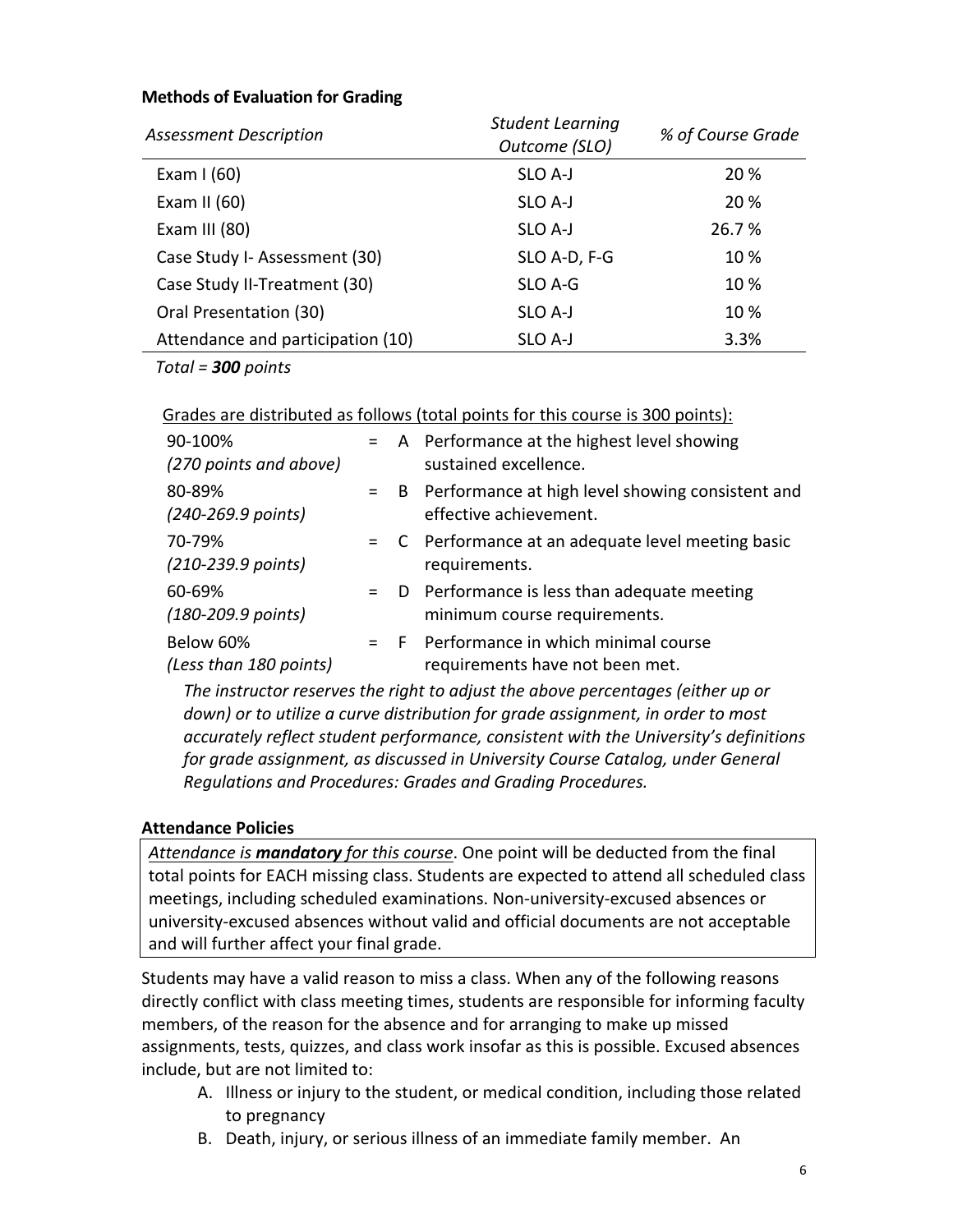**Methods of Evaluation for Grading**

| *Assessment Description* | *Student Learning Outcome (SLO)* | *% of Course Grade* |
|---|---|---|
| Exam I (60) | SLO A-J | 20 % |
| Exam II (60) | SLO A-J | 20 % |
| Exam III (80) | SLO A-J | 26.7 % |
| Case Study I- Assessment (30) | SLO A-D, F-G | 10 % |
| Case Study II-Treatment (30) | SLO A-G | 10 % |
| Oral Presentation (30) | SLO A-J | 10 % |
| Attendance and participation (10) | SLO A-J | 3.3% |

*Total = **300** points*

Grades are distributed as follows (total points for this course is 300 points):

| | | | |
|---|---|---|---|
| 90-100% *(270 points and above)* | = | A | Performance at the highest level showing sustained excellence. |
| 80-89% *(240-269.9 points)* | = | B | Performance at high level showing consistent and effective achievement. |
| 70-79% *(210-239.9 points)* | = | C | Performance at an adequate level meeting basic requirements. |
| 60-69% *(180-209.9 points)* | = | D | Performance is less than adequate meeting minimum course requirements. |
| Below 60% *(Less than 180 points)* | = | F | Performance in which minimal course requirements have not been met. |

*The instructor reserves the right to adjust the above percentages (either up or down) or to utilize a curve distribution for grade assignment, in order to most accurately reflect student performance, consistent with the University's definitions for grade assignment, as discussed in University Course Catalog, under General Regulations and Procedures: Grades and Grading Procedures.*

**Attendance Policies**

*Attendance is **mandatory** for this course*. One point will be deducted from the final total points for EACH missing class. Students are expected to attend all scheduled class meetings, including scheduled examinations. Non-university-excused absences or university-excused absences without valid and official documents are not acceptable and will further affect your final grade.

Students may have a valid reason to miss a class. When any of the following reasons directly conflict with class meeting times, students are responsible for informing faculty members, of the reason for the absence and for arranging to make up missed assignments, tests, quizzes, and class work insofar as this is possible. Excused absences include, but are not limited to:

A. Illness or injury to the student, or medical condition, including those related to pregnancy
B. Death, injury, or serious illness of an immediate family member. An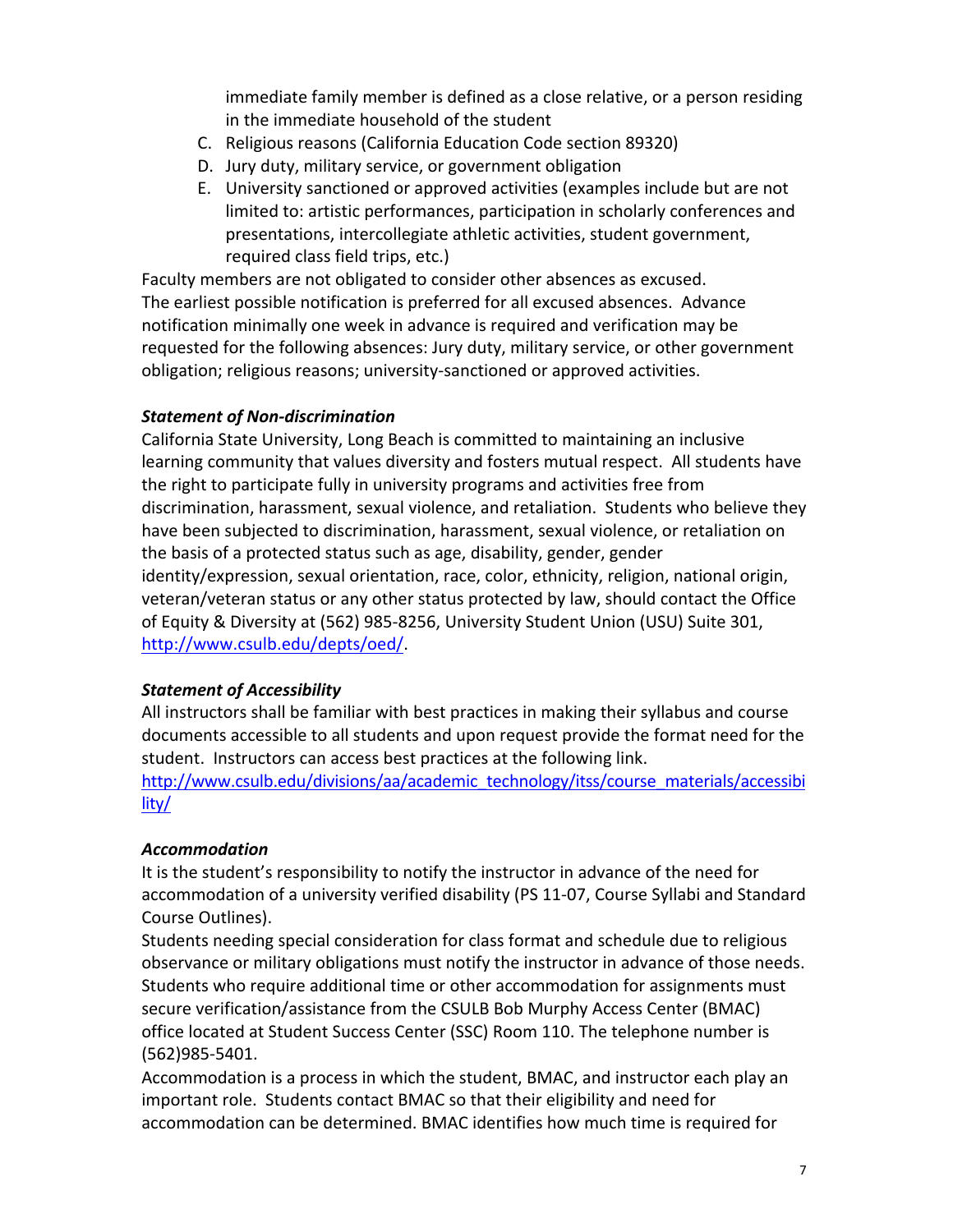immediate family member is defined as a close relative, or a person residing in the immediate household of the student

C. Religious reasons (California Education Code section 89320)
D. Jury duty, military service, or government obligation
E. University sanctioned or approved activities (examples include but are not limited to: artistic performances, participation in scholarly conferences and presentations, intercollegiate athletic activities, student government, required class field trips, etc.)

Faculty members are not obligated to consider other absences as excused. The earliest possible notification is preferred for all excused absences. Advance notification minimally one week in advance is required and verification may be requested for the following absences: Jury duty, military service, or other government obligation; religious reasons; university-sanctioned or approved activities.

***Statement of Non-discrimination***

California State University, Long Beach is committed to maintaining an inclusive learning community that values diversity and fosters mutual respect. All students have the right to participate fully in university programs and activities free from discrimination, harassment, sexual violence, and retaliation. Students who believe they have been subjected to discrimination, harassment, sexual violence, or retaliation on the basis of a protected status such as age, disability, gender, gender identity/expression, sexual orientation, race, color, ethnicity, religion, national origin, veteran/veteran status or any other status protected by law, should contact the Office of Equity & Diversity at (562) 985-8256, University Student Union (USU) Suite 301, http://www.csulb.edu/depts/oed/.

***Statement of Accessibility***

All instructors shall be familiar with best practices in making their syllabus and course documents accessible to all students and upon request provide the format need for the student. Instructors can access best practices at the following link. http://www.csulb.edu/divisions/aa/academic_technology/itss/course_materials/accessibility/

***Accommodation***

It is the student's responsibility to notify the instructor in advance of the need for accommodation of a university verified disability (PS 11-07, Course Syllabi and Standard Course Outlines).

Students needing special consideration for class format and schedule due to religious observance or military obligations must notify the instructor in advance of those needs. Students who require additional time or other accommodation for assignments must secure verification/assistance from the CSULB Bob Murphy Access Center (BMAC) office located at Student Success Center (SSC) Room 110. The telephone number is (562)985-5401.

Accommodation is a process in which the student, BMAC, and instructor each play an important role. Students contact BMAC so that their eligibility and need for accommodation can be determined. BMAC identifies how much time is required for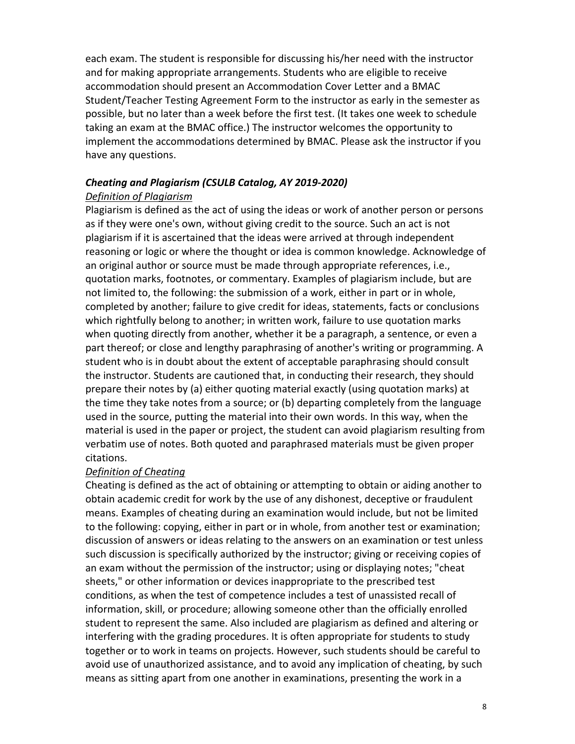each exam. The student is responsible for discussing his/her need with the instructor and for making appropriate arrangements. Students who are eligible to receive accommodation should present an Accommodation Cover Letter and a BMAC Student/Teacher Testing Agreement Form to the instructor as early in the semester as possible, but no later than a week before the first test. (It takes one week to schedule taking an exam at the BMAC office.) The instructor welcomes the opportunity to implement the accommodations determined by BMAC. Please ask the instructor if you have any questions.

***Cheating and Plagiarism (CSULB Catalog, AY 2019-2020)***

*Definition of Plagiarism*

Plagiarism is defined as the act of using the ideas or work of another person or persons as if they were one's own, without giving credit to the source. Such an act is not plagiarism if it is ascertained that the ideas were arrived at through independent reasoning or logic or where the thought or idea is common knowledge. Acknowledge of an original author or source must be made through appropriate references, i.e., quotation marks, footnotes, or commentary. Examples of plagiarism include, but are not limited to, the following: the submission of a work, either in part or in whole, completed by another; failure to give credit for ideas, statements, facts or conclusions which rightfully belong to another; in written work, failure to use quotation marks when quoting directly from another, whether it be a paragraph, a sentence, or even a part thereof; or close and lengthy paraphrasing of another's writing or programming. A student who is in doubt about the extent of acceptable paraphrasing should consult the instructor. Students are cautioned that, in conducting their research, they should prepare their notes by (a) either quoting material exactly (using quotation marks) at the time they take notes from a source; or (b) departing completely from the language used in the source, putting the material into their own words. In this way, when the material is used in the paper or project, the student can avoid plagiarism resulting from verbatim use of notes. Both quoted and paraphrased materials must be given proper citations.

*Definition of Cheating*

Cheating is defined as the act of obtaining or attempting to obtain or aiding another to obtain academic credit for work by the use of any dishonest, deceptive or fraudulent means. Examples of cheating during an examination would include, but not be limited to the following: copying, either in part or in whole, from another test or examination; discussion of answers or ideas relating to the answers on an examination or test unless such discussion is specifically authorized by the instructor; giving or receiving copies of an exam without the permission of the instructor; using or displaying notes; "cheat sheets," or other information or devices inappropriate to the prescribed test conditions, as when the test of competence includes a test of unassisted recall of information, skill, or procedure; allowing someone other than the officially enrolled student to represent the same. Also included are plagiarism as defined and altering or interfering with the grading procedures. It is often appropriate for students to study together or to work in teams on projects. However, such students should be careful to avoid use of unauthorized assistance, and to avoid any implication of cheating, by such means as sitting apart from one another in examinations, presenting the work in a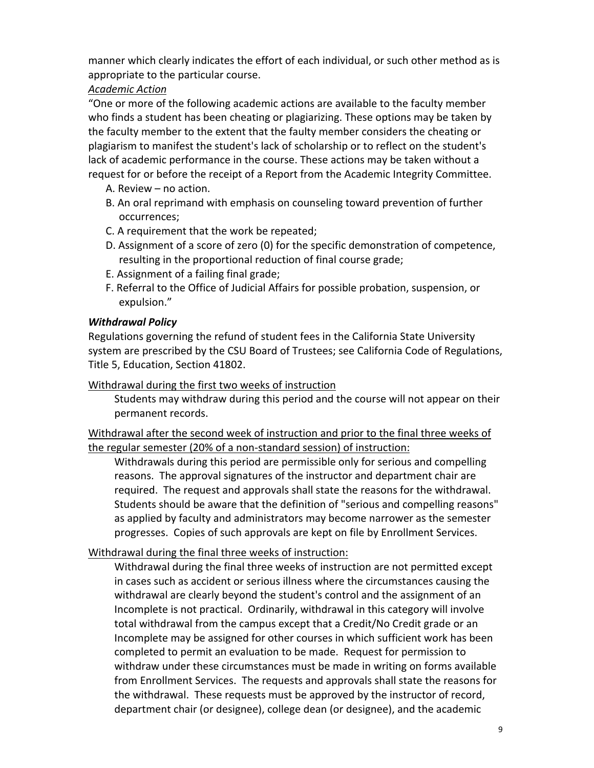manner which clearly indicates the effort of each individual, or such other method as is appropriate to the particular course.

*Academic Action*

"One or more of the following academic actions are available to the faculty member who finds a student has been cheating or plagiarizing. These options may be taken by the faculty member to the extent that the faulty member considers the cheating or plagiarism to manifest the student's lack of scholarship or to reflect on the student's lack of academic performance in the course. These actions may be taken without a request for or before the receipt of a Report from the Academic Integrity Committee.

A. Review – no action.
B. An oral reprimand with emphasis on counseling toward prevention of further occurrences;
C. A requirement that the work be repeated;
D. Assignment of a score of zero (0) for the specific demonstration of competence, resulting in the proportional reduction of final course grade;
E. Assignment of a failing final grade;
F. Referral to the Office of Judicial Affairs for possible probation, suspension, or expulsion."

***Withdrawal Policy***

Regulations governing the refund of student fees in the California State University system are prescribed by the CSU Board of Trustees; see California Code of Regulations, Title 5, Education, Section 41802.

Withdrawal during the first two weeks of instruction

Students may withdraw during this period and the course will not appear on their permanent records.

Withdrawal after the second week of instruction and prior to the final three weeks of the regular semester (20% of a non-standard session) of instruction:

Withdrawals during this period are permissible only for serious and compelling reasons. The approval signatures of the instructor and department chair are required. The request and approvals shall state the reasons for the withdrawal. Students should be aware that the definition of "serious and compelling reasons" as applied by faculty and administrators may become narrower as the semester progresses. Copies of such approvals are kept on file by Enrollment Services.

Withdrawal during the final three weeks of instruction:

Withdrawal during the final three weeks of instruction are not permitted except in cases such as accident or serious illness where the circumstances causing the withdrawal are clearly beyond the student's control and the assignment of an Incomplete is not practical. Ordinarily, withdrawal in this category will involve total withdrawal from the campus except that a Credit/No Credit grade or an Incomplete may be assigned for other courses in which sufficient work has been completed to permit an evaluation to be made. Request for permission to withdraw under these circumstances must be made in writing on forms available from Enrollment Services. The requests and approvals shall state the reasons for the withdrawal. These requests must be approved by the instructor of record, department chair (or designee), college dean (or designee), and the academic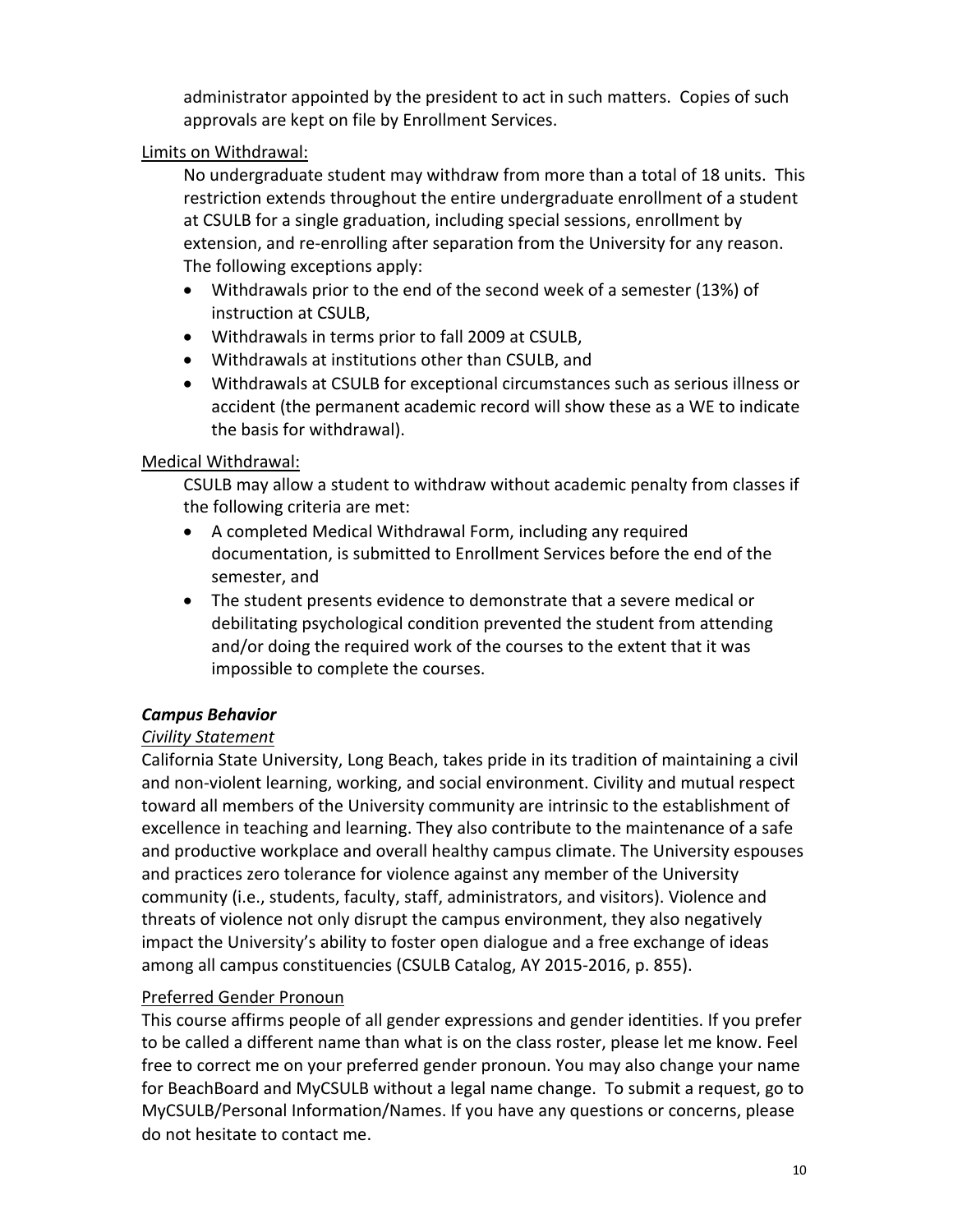administrator appointed by the president to act in such matters. Copies of such approvals are kept on file by Enrollment Services.

Limits on Withdrawal:

No undergraduate student may withdraw from more than a total of 18 units. This restriction extends throughout the entire undergraduate enrollment of a student at CSULB for a single graduation, including special sessions, enrollment by extension, and re-enrolling after separation from the University for any reason. The following exceptions apply:

- Withdrawals prior to the end of the second week of a semester (13%) of instruction at CSULB,
- Withdrawals in terms prior to fall 2009 at CSULB,
- Withdrawals at institutions other than CSULB, and
- Withdrawals at CSULB for exceptional circumstances such as serious illness or accident (the permanent academic record will show these as a WE to indicate the basis for withdrawal).

Medical Withdrawal:

CSULB may allow a student to withdraw without academic penalty from classes if the following criteria are met:

- A completed Medical Withdrawal Form, including any required documentation, is submitted to Enrollment Services before the end of the semester, and
- The student presents evidence to demonstrate that a severe medical or debilitating psychological condition prevented the student from attending and/or doing the required work of the courses to the extent that it was impossible to complete the courses.

***Campus Behavior***

*Civility Statement*

California State University, Long Beach, takes pride in its tradition of maintaining a civil and non-violent learning, working, and social environment. Civility and mutual respect toward all members of the University community are intrinsic to the establishment of excellence in teaching and learning. They also contribute to the maintenance of a safe and productive workplace and overall healthy campus climate. The University espouses and practices zero tolerance for violence against any member of the University community (i.e., students, faculty, staff, administrators, and visitors). Violence and threats of violence not only disrupt the campus environment, they also negatively impact the University's ability to foster open dialogue and a free exchange of ideas among all campus constituencies (CSULB Catalog, AY 2015-2016, p. 855).

Preferred Gender Pronoun

This course affirms people of all gender expressions and gender identities. If you prefer to be called a different name than what is on the class roster, please let me know. Feel free to correct me on your preferred gender pronoun. You may also change your name for BeachBoard and MyCSULB without a legal name change. To submit a request, go to MyCSULB/Personal Information/Names. If you have any questions or concerns, please do not hesitate to contact me.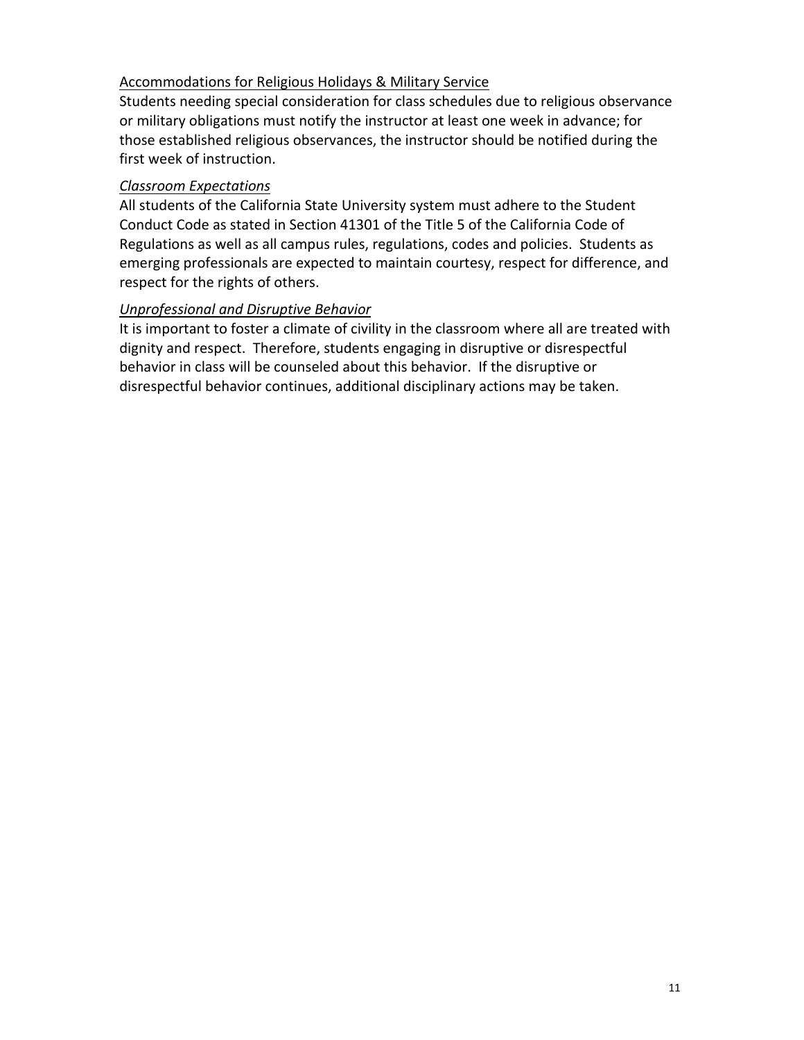Accommodations for Religious Holidays & Military Service

Students needing special consideration for class schedules due to religious observance or military obligations must notify the instructor at least one week in advance; for those established religious observances, the instructor should be notified during the first week of instruction.

*Classroom Expectations*

All students of the California State University system must adhere to the Student Conduct Code as stated in Section 41301 of the Title 5 of the California Code of Regulations as well as all campus rules, regulations, codes and policies. Students as emerging professionals are expected to maintain courtesy, respect for difference, and respect for the rights of others.

*Unprofessional and Disruptive Behavior*

It is important to foster a climate of civility in the classroom where all are treated with dignity and respect. Therefore, students engaging in disruptive or disrespectful behavior in class will be counseled about this behavior. If the disruptive or disrespectful behavior continues, additional disciplinary actions may be taken.